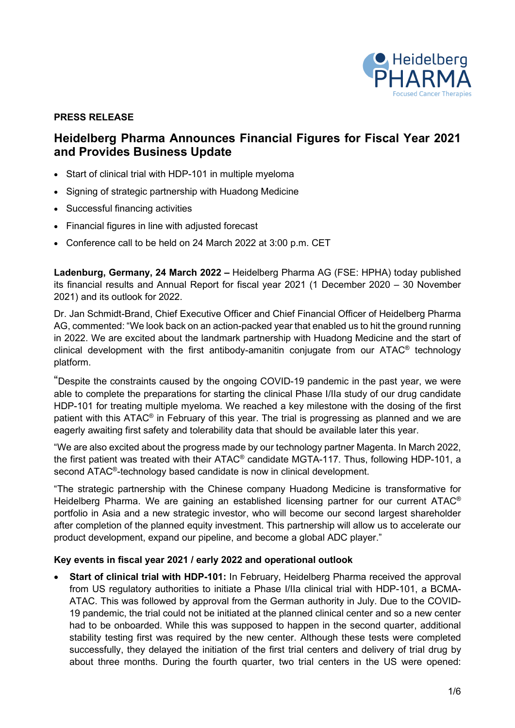**PRESS RELEASE**

# Heidelberg Pharma Announces Financial Figures for Fiscal Year 2021 and Provides Business Update

- Start of clinical trial with HDP-101 in multiple myeloma
- Signing of strategic partnership with Huadong Medicine
- Successful financing activities
- Financial figures in line with adjusted forecast
- Conference call to be held on 24 March 2022 at 3:00 p.m. CET

**Ladenburg, Germany, 24 March 2022 –** Heidelberg Pharma AG (FSE: HPHA) today published its financial results and Annual Report for fiscal year 2021 (1 December 2020 – 30 November 2021) and its outlook for 2022.

Dr. Jan Schmidt-Brand, Chief Executive Officer and Chief Financial Officer of Heidelberg Pharma AG, commented: "We look back on an action-packed year that enabled us to hit the ground running in 2022. We are excited about the landmark partnership with Huadong Medicine and the start of clinical development with the first antibody-amanitin conjugate from our ATAC® technology platform.

"Despite the constraints caused by the ongoing COVID-19 pandemic in the past year, we were able to complete the preparations for starting the clinical Phase I/IIa study of our drug candidate HDP-101 for treating multiple myeloma. We reached a key milestone with the dosing of the first patient with this ATAC® in February of this year. The trial is progressing as planned and we are eagerly awaiting first safety and tolerability data that should be available later this year.

"We are also excited about the progress made by our technology partner Magenta. In March 2022, the first patient was treated with their ATAC® candidate MGTA-117. Thus, following HDP-101, a second ATAC®-technology based candidate is now in clinical development.

"The strategic partnership with the Chinese company Huadong Medicine is transformative for Heidelberg Pharma. We are gaining an established licensing partner for our current ATAC® portfolio in Asia and a new strategic investor, who will become our second largest shareholder after completion of the planned equity investment. This partnership will allow us to accelerate our product development, expand our pipeline, and become a global ADC player."

**Key events in fiscal year 2021 / early 2022 and operational outlook**

- **Start of clinical trial with HDP-101:** In February, Heidelberg Pharma received the approval from US regulatory authorities to initiate a Phase I/IIa clinical trial with HDP-101, a BCMA-ATAC. This was followed by approval from the German authority in July. Due to the COVID-19 pandemic, the trial could not be initiated at the planned clinical center and so a new center had to be onboarded. While this was supposed to happen in the second quarter, additional stability testing first was required by the new center. Although these tests were completed successfully, they delayed the initiation of the first trial centers and delivery of trial drug by about three months. During the fourth quarter, two trial centers in the US were opened: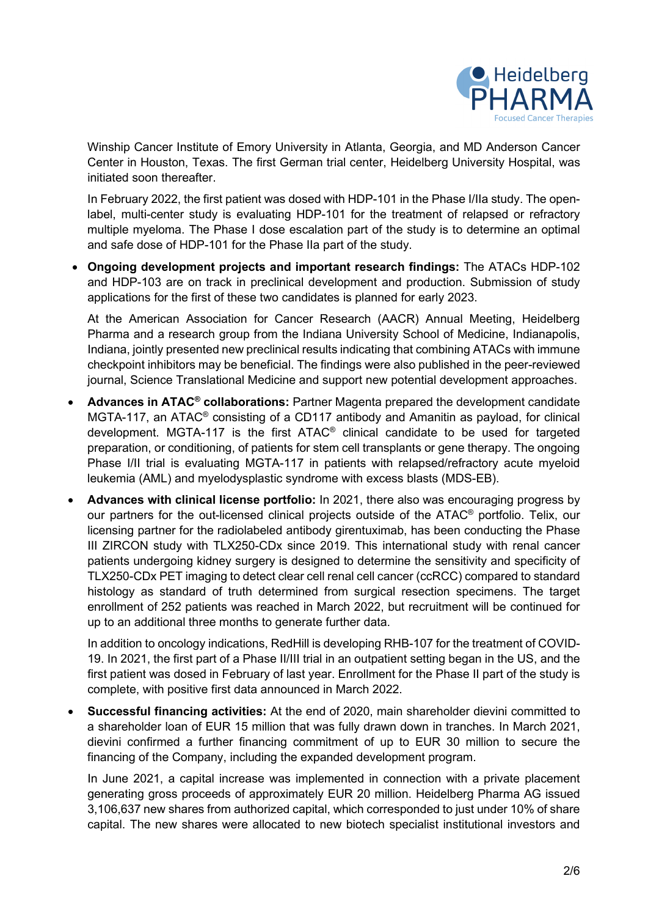Winship Cancer Institute of Emory University in Atlanta, Georgia, and MD Anderson Cancer Center in Houston, Texas. The first German trial center, Heidelberg University Hospital, was initiated soon thereafter.

In February 2022, the first patient was dosed with HDP-101 in the Phase I/IIa study. The open-label, multi-center study is evaluating HDP-101 for the treatment of relapsed or refractory multiple myeloma. The Phase I dose escalation part of the study is to determine an optimal and safe dose of HDP-101 for the Phase IIa part of the study.

- **Ongoing development projects and important research findings:** The ATACs HDP-102 and HDP-103 are on track in preclinical development and production. Submission of study applications for the first of these two candidates is planned for early 2023.

  At the American Association for Cancer Research (AACR) Annual Meeting, Heidelberg Pharma and a research group from the Indiana University School of Medicine, Indianapolis, Indiana, jointly presented new preclinical results indicating that combining ATACs with immune checkpoint inhibitors may be beneficial. The findings were also published in the peer-reviewed journal, Science Translational Medicine and support new potential development approaches.

- **Advances in ATAC® collaborations:** Partner Magenta prepared the development candidate MGTA-117, an ATAC® consisting of a CD117 antibody and Amanitin as payload, for clinical development. MGTA-117 is the first ATAC® clinical candidate to be used for targeted preparation, or conditioning, of patients for stem cell transplants or gene therapy. The ongoing Phase I/II trial is evaluating MGTA-117 in patients with relapsed/refractory acute myeloid leukemia (AML) and myelodysplastic syndrome with excess blasts (MDS-EB).

- **Advances with clinical license portfolio:** In 2021, there also was encouraging progress by our partners for the out-licensed clinical projects outside of the ATAC® portfolio. Telix, our licensing partner for the radiolabeled antibody girentuximab, has been conducting the Phase III ZIRCON study with TLX250-CDx since 2019. This international study with renal cancer patients undergoing kidney surgery is designed to determine the sensitivity and specificity of TLX250-CDx PET imaging to detect clear cell renal cell cancer (ccRCC) compared to standard histology as standard of truth determined from surgical resection specimens. The target enrollment of 252 patients was reached in March 2022, but recruitment will be continued for up to an additional three months to generate further data.

  In addition to oncology indications, RedHill is developing RHB-107 for the treatment of COVID-19. In 2021, the first part of a Phase II/III trial in an outpatient setting began in the US, and the first patient was dosed in February of last year. Enrollment for the Phase II part of the study is complete, with positive first data announced in March 2022.

- **Successful financing activities:** At the end of 2020, main shareholder dievini committed to a shareholder loan of EUR 15 million that was fully drawn down in tranches. In March 2021, dievini confirmed a further financing commitment of up to EUR 30 million to secure the financing of the Company, including the expanded development program.

  In June 2021, a capital increase was implemented in connection with a private placement generating gross proceeds of approximately EUR 20 million. Heidelberg Pharma AG issued 3,106,637 new shares from authorized capital, which corresponded to just under 10% of share capital. The new shares were allocated to new biotech specialist institutional investors and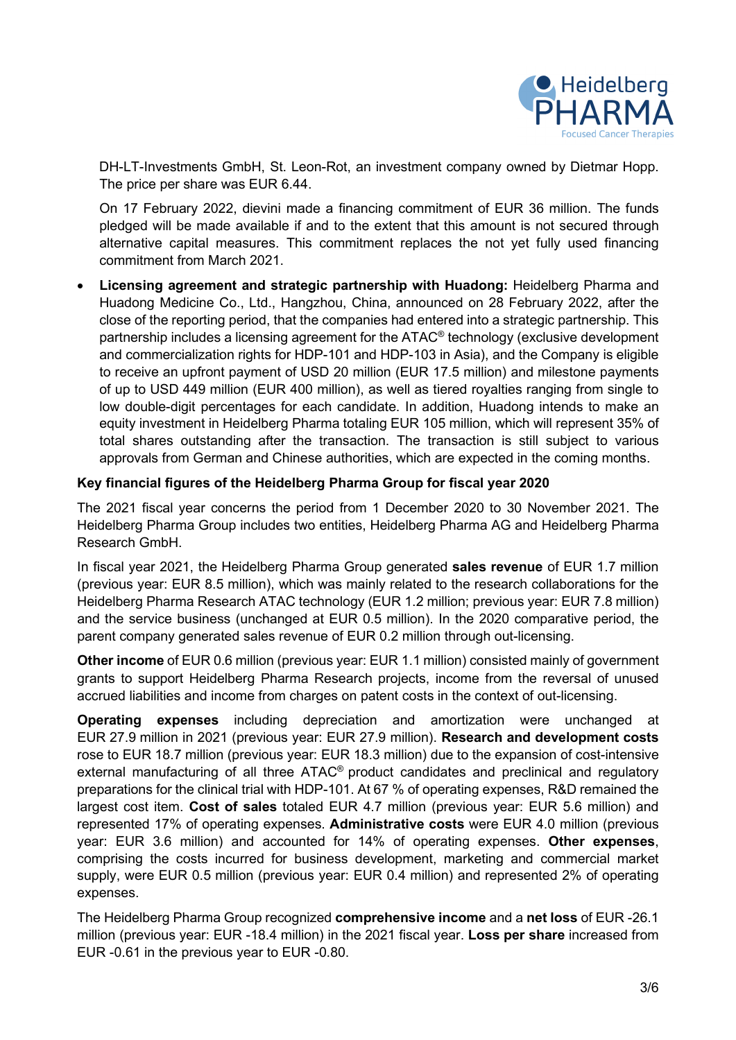DH-LT-Investments GmbH, St. Leon-Rot, an investment company owned by Dietmar Hopp. The price per share was EUR 6.44.

On 17 February 2022, dievini made a financing commitment of EUR 36 million. The funds pledged will be made available if and to the extent that this amount is not secured through alternative capital measures. This commitment replaces the not yet fully used financing commitment from March 2021.

- **Licensing agreement and strategic partnership with Huadong:** Heidelberg Pharma and Huadong Medicine Co., Ltd., Hangzhou, China, announced on 28 February 2022, after the close of the reporting period, that the companies had entered into a strategic partnership. This partnership includes a licensing agreement for the ATAC® technology (exclusive development and commercialization rights for HDP-101 and HDP-103 in Asia), and the Company is eligible to receive an upfront payment of USD 20 million (EUR 17.5 million) and milestone payments of up to USD 449 million (EUR 400 million), as well as tiered royalties ranging from single to low double-digit percentages for each candidate. In addition, Huadong intends to make an equity investment in Heidelberg Pharma totaling EUR 105 million, which will represent 35% of total shares outstanding after the transaction. The transaction is still subject to various approvals from German and Chinese authorities, which are expected in the coming months.

**Key financial figures of the Heidelberg Pharma Group for fiscal year 2020**

The 2021 fiscal year concerns the period from 1 December 2020 to 30 November 2021. The Heidelberg Pharma Group includes two entities, Heidelberg Pharma AG and Heidelberg Pharma Research GmbH.

In fiscal year 2021, the Heidelberg Pharma Group generated **sales revenue** of EUR 1.7 million (previous year: EUR 8.5 million), which was mainly related to the research collaborations for the Heidelberg Pharma Research ATAC technology (EUR 1.2 million; previous year: EUR 7.8 million) and the service business (unchanged at EUR 0.5 million). In the 2020 comparative period, the parent company generated sales revenue of EUR 0.2 million through out-licensing.

**Other income** of EUR 0.6 million (previous year: EUR 1.1 million) consisted mainly of government grants to support Heidelberg Pharma Research projects, income from the reversal of unused accrued liabilities and income from charges on patent costs in the context of out-licensing.

**Operating expenses** including depreciation and amortization were unchanged at EUR 27.9 million in 2021 (previous year: EUR 27.9 million). **Research and development costs** rose to EUR 18.7 million (previous year: EUR 18.3 million) due to the expansion of cost-intensive external manufacturing of all three ATAC® product candidates and preclinical and regulatory preparations for the clinical trial with HDP-101. At 67 % of operating expenses, R&D remained the largest cost item. **Cost of sales** totaled EUR 4.7 million (previous year: EUR 5.6 million) and represented 17% of operating expenses. **Administrative costs** were EUR 4.0 million (previous year: EUR 3.6 million) and accounted for 14% of operating expenses. **Other expenses**, comprising the costs incurred for business development, marketing and commercial market supply, were EUR 0.5 million (previous year: EUR 0.4 million) and represented 2% of operating expenses.

The Heidelberg Pharma Group recognized **comprehensive income** and a **net loss** of EUR -26.1 million (previous year: EUR -18.4 million) in the 2021 fiscal year. **Loss per share** increased from EUR -0.61 in the previous year to EUR -0.80.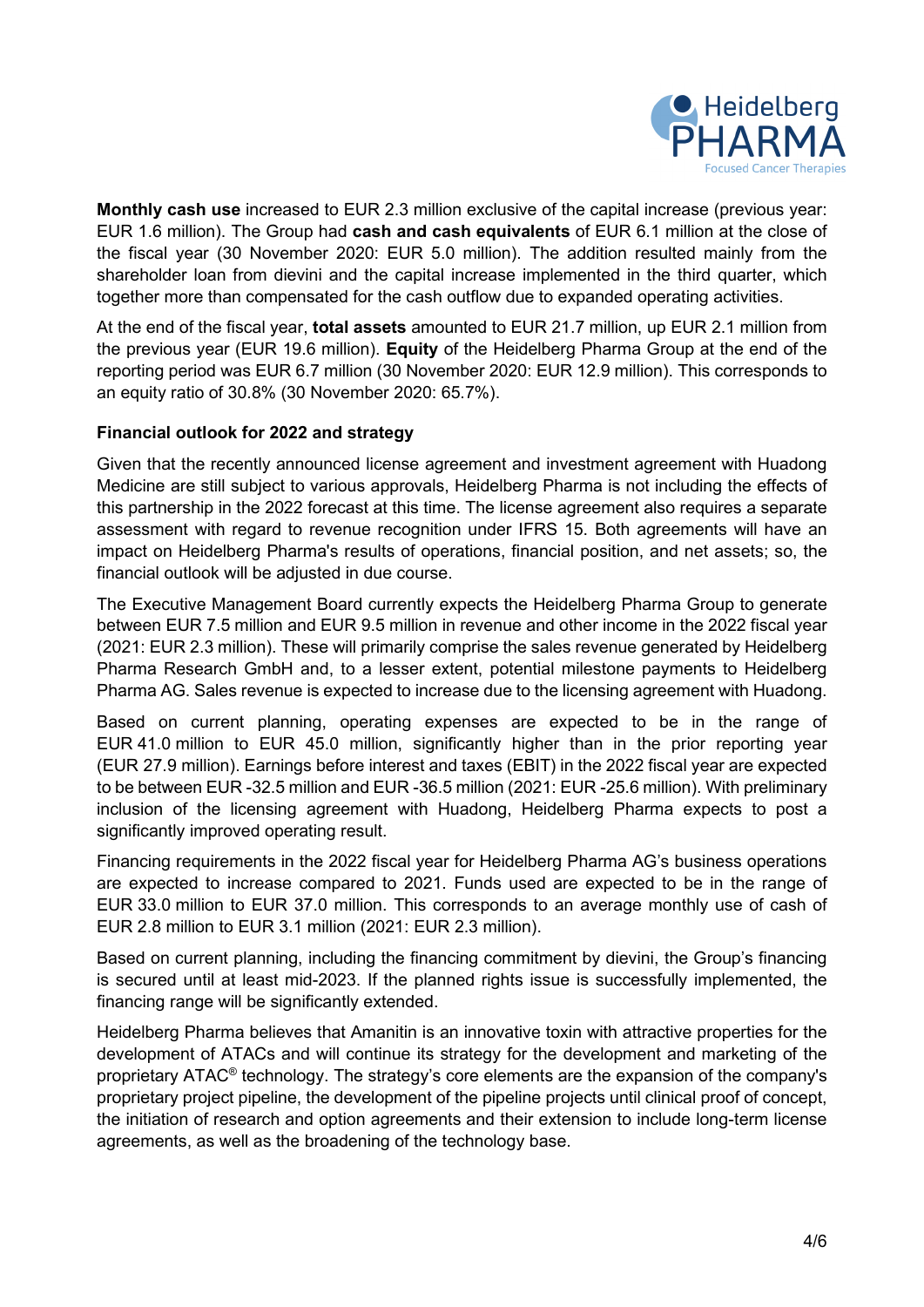**Monthly cash use** increased to EUR 2.3 million exclusive of the capital increase (previous year: EUR 1.6 million). The Group had **cash and cash equivalents** of EUR 6.1 million at the close of the fiscal year (30 November 2020: EUR 5.0 million). The addition resulted mainly from the shareholder loan from dievini and the capital increase implemented in the third quarter, which together more than compensated for the cash outflow due to expanded operating activities.

At the end of the fiscal year, **total assets** amounted to EUR 21.7 million, up EUR 2.1 million from the previous year (EUR 19.6 million). **Equity** of the Heidelberg Pharma Group at the end of the reporting period was EUR 6.7 million (30 November 2020: EUR 12.9 million). This corresponds to an equity ratio of 30.8% (30 November 2020: 65.7%).

**Financial outlook for 2022 and strategy**

Given that the recently announced license agreement and investment agreement with Huadong Medicine are still subject to various approvals, Heidelberg Pharma is not including the effects of this partnership in the 2022 forecast at this time. The license agreement also requires a separate assessment with regard to revenue recognition under IFRS 15. Both agreements will have an impact on Heidelberg Pharma's results of operations, financial position, and net assets; so, the financial outlook will be adjusted in due course.

The Executive Management Board currently expects the Heidelberg Pharma Group to generate between EUR 7.5 million and EUR 9.5 million in revenue and other income in the 2022 fiscal year (2021: EUR 2.3 million). These will primarily comprise the sales revenue generated by Heidelberg Pharma Research GmbH and, to a lesser extent, potential milestone payments to Heidelberg Pharma AG. Sales revenue is expected to increase due to the licensing agreement with Huadong.

Based on current planning, operating expenses are expected to be in the range of EUR 41.0 million to EUR 45.0 million, significantly higher than in the prior reporting year (EUR 27.9 million). Earnings before interest and taxes (EBIT) in the 2022 fiscal year are expected to be between EUR -32.5 million and EUR -36.5 million (2021: EUR -25.6 million). With preliminary inclusion of the licensing agreement with Huadong, Heidelberg Pharma expects to post a significantly improved operating result.

Financing requirements in the 2022 fiscal year for Heidelberg Pharma AG's business operations are expected to increase compared to 2021. Funds used are expected to be in the range of EUR 33.0 million to EUR 37.0 million. This corresponds to an average monthly use of cash of EUR 2.8 million to EUR 3.1 million (2021: EUR 2.3 million).

Based on current planning, including the financing commitment by dievini, the Group's financing is secured until at least mid-2023. If the planned rights issue is successfully implemented, the financing range will be significantly extended.

Heidelberg Pharma believes that Amanitin is an innovative toxin with attractive properties for the development of ATACs and will continue its strategy for the development and marketing of the proprietary ATAC® technology. The strategy's core elements are the expansion of the company's proprietary project pipeline, the development of the pipeline projects until clinical proof of concept, the initiation of research and option agreements and their extension to include long-term license agreements, as well as the broadening of the technology base.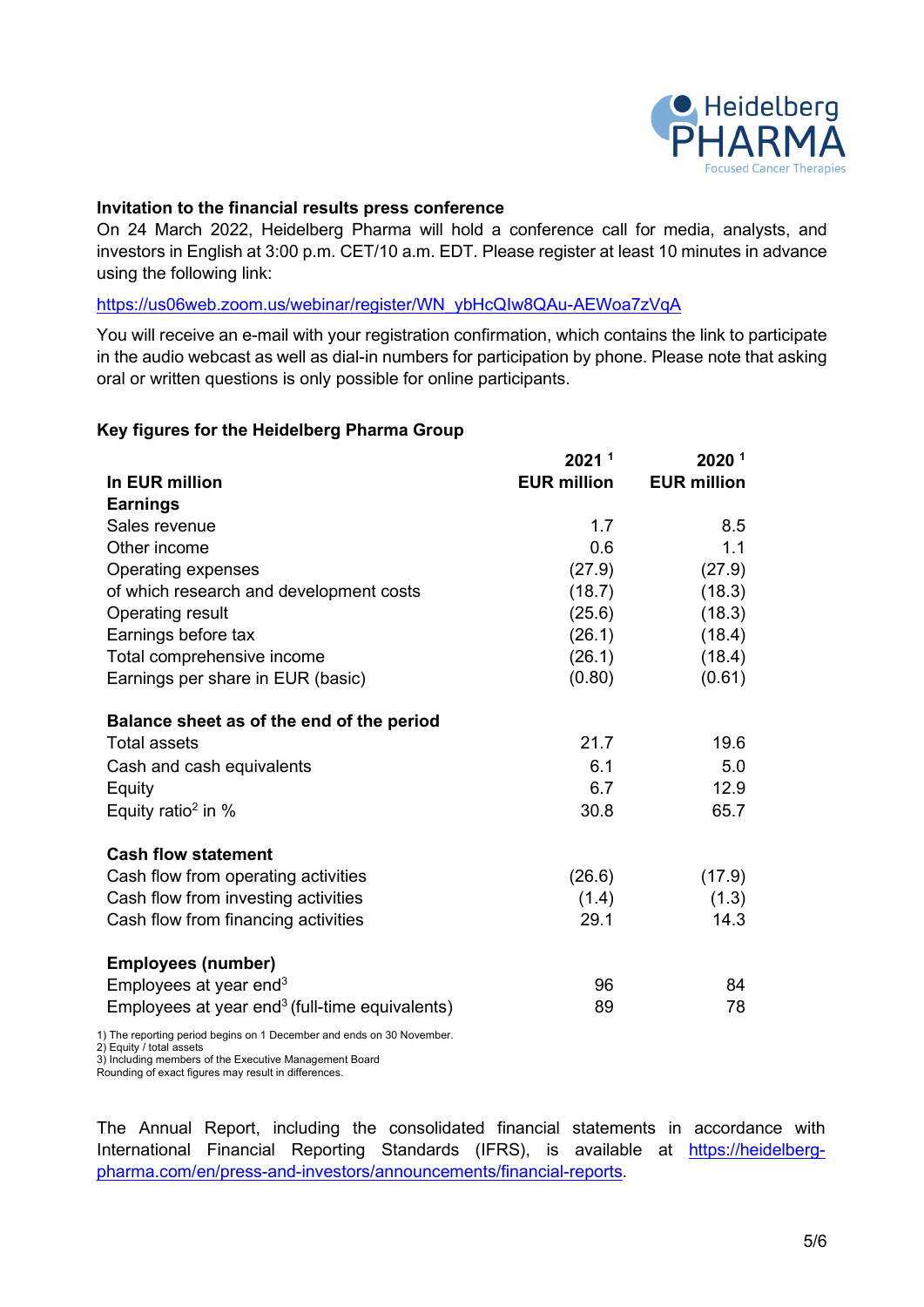**Invitation to the financial results press conference**

On 24 March 2022, Heidelberg Pharma will hold a conference call for media, analysts, and investors in English at 3:00 p.m. CET/10 a.m. EDT. Please register at least 10 minutes in advance using the following link:

https://us06web.zoom.us/webinar/register/WN_ybHcQIw8QAu-AEWoa7zVqA

You will receive an e-mail with your registration confirmation, which contains the link to participate in the audio webcast as well as dial-in numbers for participation by phone. Please note that asking oral or written questions is only possible for online participants.

**Key figures for the Heidelberg Pharma Group**

| In EUR million | 2021 [1] EUR million | 2020 [1] EUR million |
|---|---|---|
| **Earnings** | | |
| Sales revenue | 1.7 | 8.5 |
| Other income | 0.6 | 1.1 |
| Operating expenses | (27.9) | (27.9) |
| of which research and development costs | (18.7) | (18.3) |
| Operating result | (25.6) | (18.3) |
| Earnings before tax | (26.1) | (18.4) |
| Total comprehensive income | (26.1) | (18.4) |
| Earnings per share in EUR (basic) | (0.80) | (0.61) |
| **Balance sheet as of the end of the period** | | |
| Total assets | 21.7 | 19.6 |
| Cash and cash equivalents | 6.1 | 5.0 |
| Equity | 6.7 | 12.9 |
| Equity ratio[2] in % | 30.8 | 65.7 |
| **Cash flow statement** | | |
| Cash flow from operating activities | (26.6) | (17.9) |
| Cash flow from investing activities | (1.4) | (1.3) |
| Cash flow from financing activities | 29.1 | 14.3 |
| **Employees (number)** | | |
| Employees at year end[3] | 96 | 84 |
| Employees at year end[3] (full-time equivalents) | 89 | 78 |

1) The reporting period begins on 1 December and ends on 30 November.
2) Equity / total assets
3) Including members of the Executive Management Board
Rounding of exact figures may result in differences.

The Annual Report, including the consolidated financial statements in accordance with International Financial Reporting Standards (IFRS), is available at https://heidelberg-pharma.com/en/press-and-investors/announcements/financial-reports.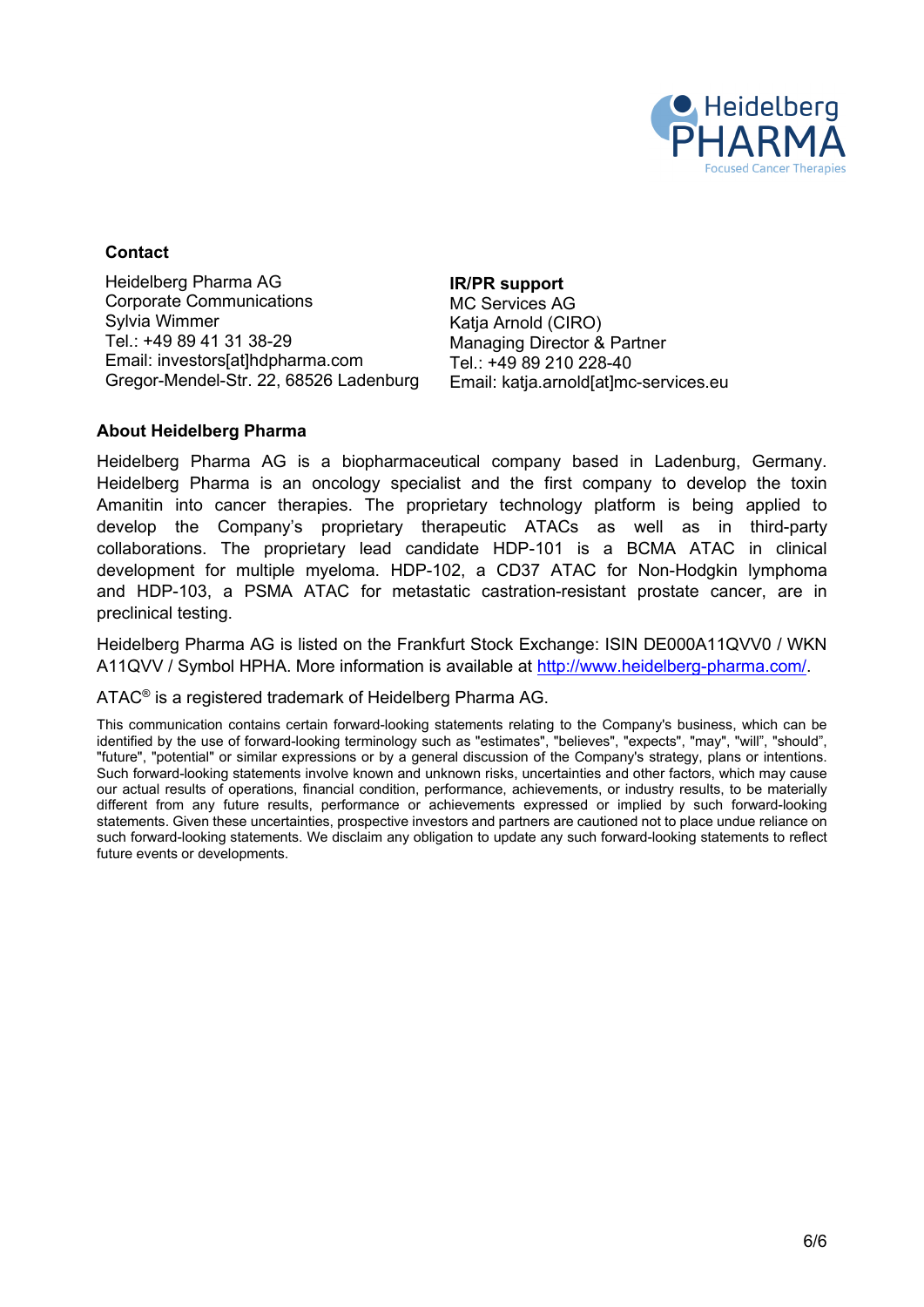**Contact**

Heidelberg Pharma AG
Corporate Communications
Sylvia Wimmer
Tel.: +49 89 41 31 38-29
Email: investors[at]hdpharma.com
Gregor-Mendel-Str. 22, 68526 Ladenburg

**IR/PR support**
MC Services AG
Katja Arnold (CIRO)
Managing Director & Partner
Tel.: +49 89 210 228-40
Email: katja.arnold[at]mc-services.eu

**About Heidelberg Pharma**

Heidelberg Pharma AG is a biopharmaceutical company based in Ladenburg, Germany. Heidelberg Pharma is an oncology specialist and the first company to develop the toxin Amanitin into cancer therapies. The proprietary technology platform is being applied to develop the Company's proprietary therapeutic ATACs as well as in third-party collaborations. The proprietary lead candidate HDP-101 is a BCMA ATAC in clinical development for multiple myeloma. HDP-102, a CD37 ATAC for Non-Hodgkin lymphoma and HDP-103, a PSMA ATAC for metastatic castration-resistant prostate cancer, are in preclinical testing.

Heidelberg Pharma AG is listed on the Frankfurt Stock Exchange: ISIN DE000A11QVV0 / WKN A11QVV / Symbol HPHA. More information is available at http://www.heidelberg-pharma.com/.

ATAC® is a registered trademark of Heidelberg Pharma AG.

This communication contains certain forward-looking statements relating to the Company's business, which can be identified by the use of forward-looking terminology such as "estimates", "believes", "expects", "may", "will", "should", "future", "potential" or similar expressions or by a general discussion of the Company's strategy, plans or intentions. Such forward-looking statements involve known and unknown risks, uncertainties and other factors, which may cause our actual results of operations, financial condition, performance, achievements, or industry results, to be materially different from any future results, performance or achievements expressed or implied by such forward-looking statements. Given these uncertainties, prospective investors and partners are cautioned not to place undue reliance on such forward-looking statements. We disclaim any obligation to update any such forward-looking statements to reflect future events or developments.